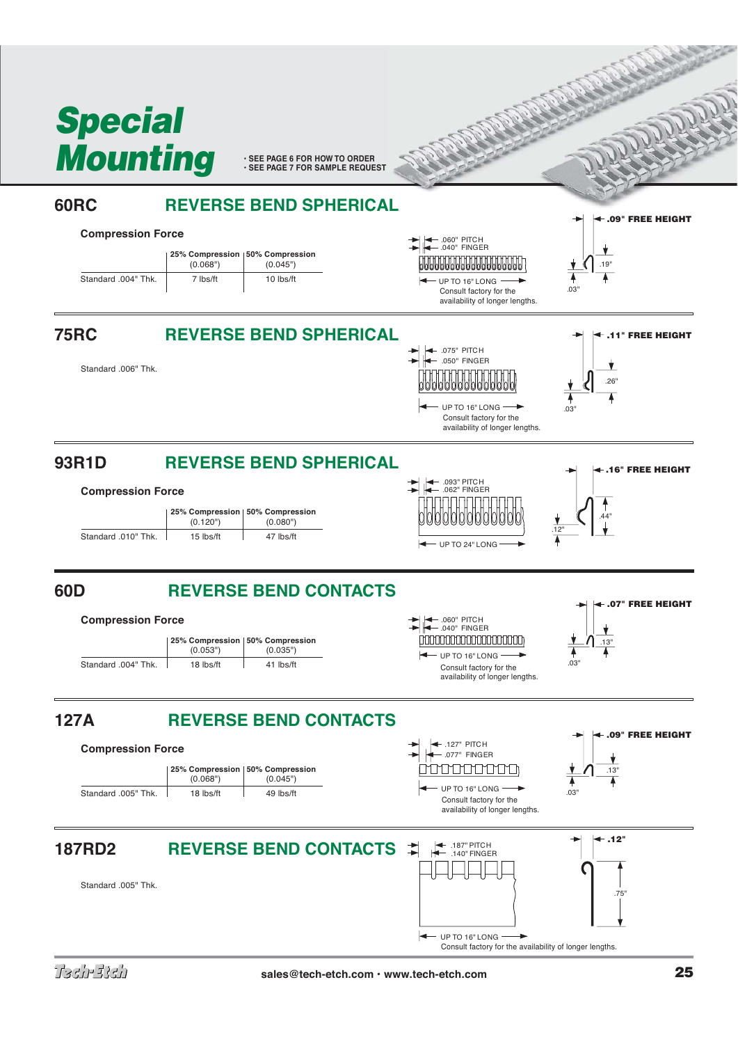# Special Mounting

- SEE PAGE 6 FOR HOW TO ORDER
- SEE PAGE 7 FOR SAMPLE REQUEST

## 60RC — REVERSE BEND SPHERICAL

**Compression Force**

| | 25% Compression (0.068") | 50% Compression (0.045") |
|---|---|---|
| Standard .004" Thk. | 7 lbs/ft | 10 lbs/ft |

.060" PITCH
.040" FINGER
UP TO 16" LONG
Consult factory for the availability of longer lengths.

.09" FREE HEIGHT
.19"
.03"

## 75RC — REVERSE BEND SPHERICAL

Standard .006" Thk.

.075" PITCH
.050" FINGER
UP TO 16" LONG
Consult factory for the availability of longer lengths.

.11" FREE HEIGHT
.26"
.03"

## 93R1D — REVERSE BEND SPHERICAL

**Compression Force**

| | 25% Compression (0.120") | 50% Compression (0.080") |
|---|---|---|
| Standard .010" Thk. | 15 lbs/ft | 47 lbs/ft |

.093" PITCH
.062" FINGER
UP TO 24" LONG

.16" FREE HEIGHT
.44"
.12"

## 60D — REVERSE BEND CONTACTS

**Compression Force**

| | 25% Compression (0.053") | 50% Compression (0.035") |
|---|---|---|
| Standard .004" Thk. | 18 lbs/ft | 41 lbs/ft |

.060" PITCH
.040" FINGER
UP TO 16" LONG
Consult factory for the availability of longer lengths.

.07" FREE HEIGHT
.13"
.03"

## 127A — REVERSE BEND CONTACTS

**Compression Force**

| | 25% Compression (0.068") | 50% Compression (0.045") |
|---|---|---|
| Standard .005" Thk. | 18 lbs/ft | 49 lbs/ft |

.127" PITCH
.077" FINGER
UP TO 16" LONG
Consult factory for the availability of longer lengths.

.09" FREE HEIGHT
.13"
.03"

## 187RD2 — REVERSE BEND CONTACTS

Standard .005" Thk.

.187" PITCH
.140" FINGER
UP TO 16" LONG
Consult factory for the availability of longer lengths.

.12"
.75"

sales@tech-etch.com • www.tech-etch.com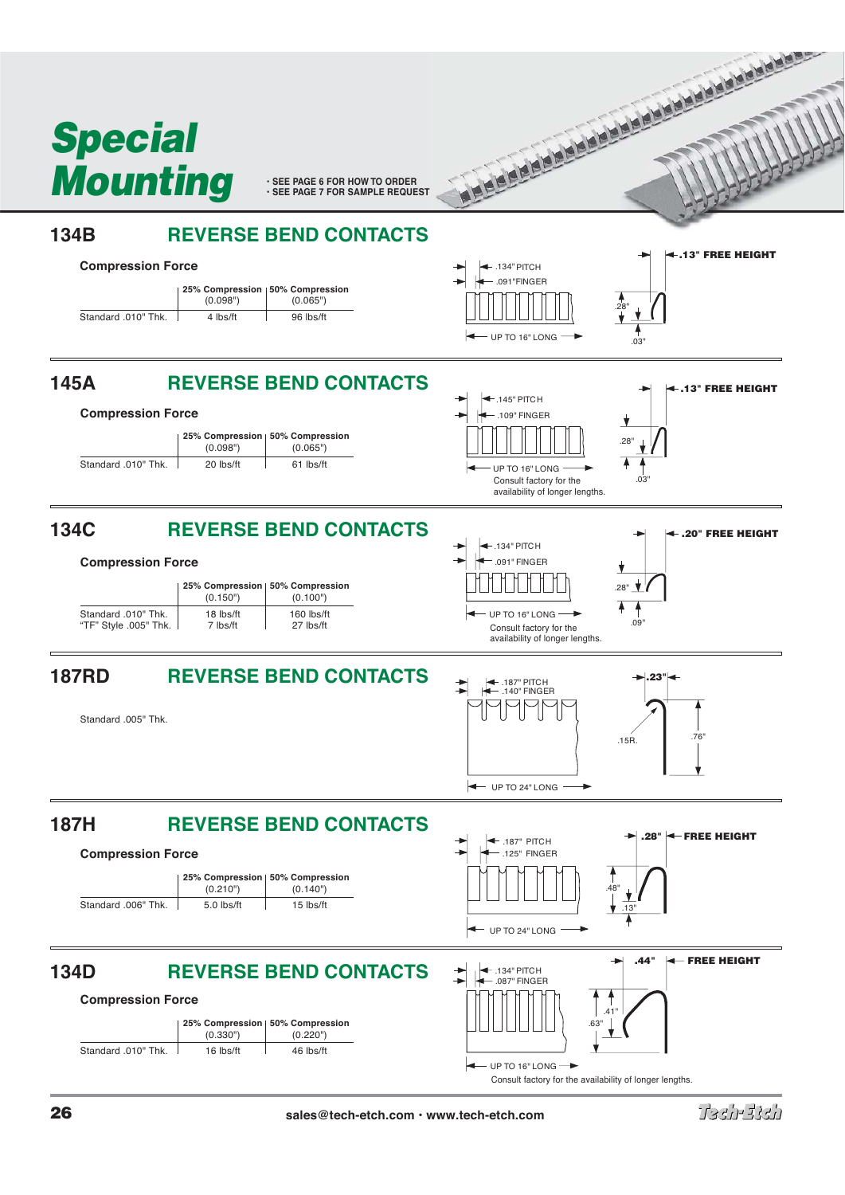# Special Mounting

- SEE PAGE 6 FOR HOW TO ORDER
- SEE PAGE 7 FOR SAMPLE REQUEST

## 134B REVERSE BEND CONTACTS

**Compression Force**

| | 25% Compression (0.098") | 50% Compression (0.065") |
|---|---|---|
| Standard .010" Thk. | 4 lbs/ft | 96 lbs/ft |

.134" PITCH
.091" FINGER
UP TO 16" LONG
.13" FREE HEIGHT
.28"
.03"

## 145A REVERSE BEND CONTACTS

**Compression Force**

| | 25% Compression (0.098") | 50% Compression (0.065") |
|---|---|---|
| Standard .010" Thk. | 20 lbs/ft | 61 lbs/ft |

.145" PITCH
.109" FINGER
UP TO 16" LONG
Consult factory for the availability of longer lengths.
.13" FREE HEIGHT
.28"
.03"

## 134C REVERSE BEND CONTACTS

**Compression Force**

| | 25% Compression (0.150") | 50% Compression (0.100") |
|---|---|---|
| Standard .010" Thk. | 18 lbs/ft | 160 lbs/ft |
| "TF" Style .005" Thk. | 7 lbs/ft | 27 lbs/ft |

.134" PITCH
.091" FINGER
UP TO 16" LONG
Consult factory for the availability of longer lengths.
.20" FREE HEIGHT
.28"
.09"

## 187RD REVERSE BEND CONTACTS

Standard .005" Thk.

.187" PITCH
.140" FINGER
UP TO 24" LONG
.23"
.15R.
.76"

## 187H REVERSE BEND CONTACTS

**Compression Force**

| | 25% Compression (0.210") | 50% Compression (0.140") |
|---|---|---|
| Standard .006" Thk. | 5.0 lbs/ft | 15 lbs/ft |

.187" PITCH
.125" FINGER
UP TO 24" LONG
.28" FREE HEIGHT
.48"
.13"

## 134D REVERSE BEND CONTACTS

**Compression Force**

| | 25% Compression (0.330") | 50% Compression (0.220") |
|---|---|---|
| Standard .010" Thk. | 16 lbs/ft | 46 lbs/ft |

.134" PITCH
.087" FINGER
UP TO 16" LONG
Consult factory for the availability of longer lengths.
.44" FREE HEIGHT
.41"
.63"

sales@tech-etch.com • www.tech-etch.com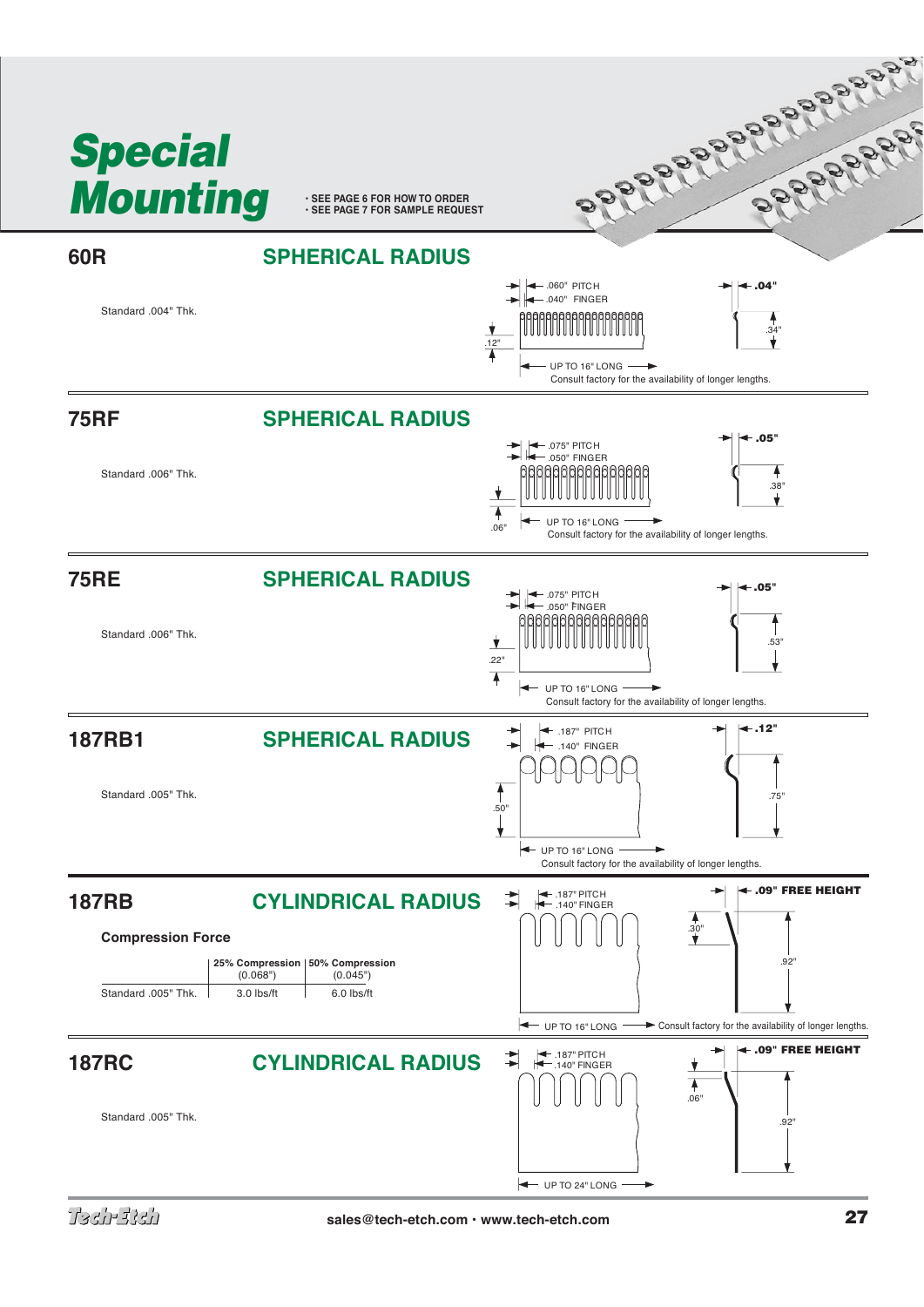# Special Mounting

- SEE PAGE 6 FOR HOW TO ORDER
- SEE PAGE 7 FOR SAMPLE REQUEST

## 60R — SPHERICAL RADIUS

Standard .004" Thk.

.060" PITCH
.040" FINGER
.12"
.04"
.34"
UP TO 16" LONG
Consult factory for the availability of longer lengths.

## 75RF — SPHERICAL RADIUS

Standard .006" Thk.

.075" PITCH
.050" FINGER
.06"
.05"
.38"
UP TO 16" LONG
Consult factory for the availability of longer lengths.

## 75RE — SPHERICAL RADIUS

Standard .006" Thk.

.075" PITCH
.050" FINGER
.22"
.05"
.53"
UP TO 16" LONG
Consult factory for the availability of longer lengths.

## 187RB1 — SPHERICAL RADIUS

Standard .005" Thk.

.187" PITCH
.140" FINGER
.50"
.12"
.75"
UP TO 16" LONG
Consult factory for the availability of longer lengths.

## 187RB — CYLINDRICAL RADIUS

**Compression Force**

| | 25% Compression (0.068") | 50% Compression (0.045") |
|---|---|---|
| Standard .005" Thk. | 3.0 lbs/ft | 6.0 lbs/ft |

.187" PITCH
.140" FINGER
.09" FREE HEIGHT
.30"
.92"
UP TO 16" LONG
Consult factory for the availability of longer lengths.

## 187RC — CYLINDRICAL RADIUS

Standard .005" Thk.

.187" PITCH
.140" FINGER
.09" FREE HEIGHT
.06"
.92"
UP TO 24" LONG

Tech-Etch

sales@tech-etch.com • www.tech-etch.com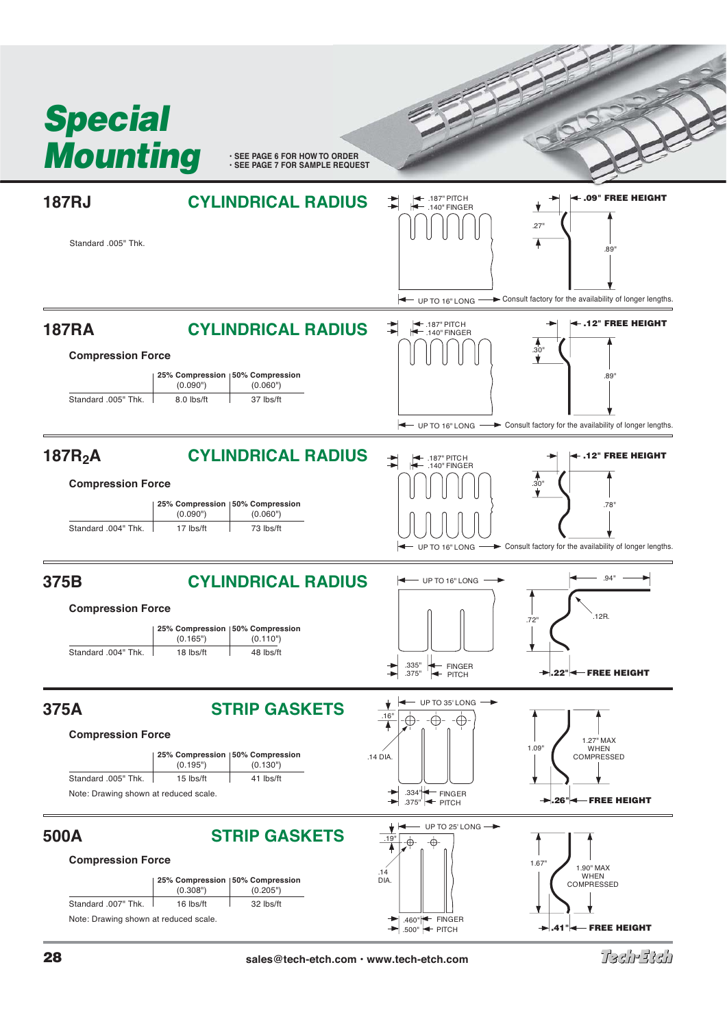# Special Mounting

- SEE PAGE 6 FOR HOW TO ORDER
- SEE PAGE 7 FOR SAMPLE REQUEST

## 187RJ — CYLINDRICAL RADIUS

Standard .005" Thk.

.187" PITCH
.140" FINGER
.09" FREE HEIGHT
.27"
.89"
UP TO 16" LONG
Consult factory for the availability of longer lengths.

## 187RA — CYLINDRICAL RADIUS

**Compression Force**

| | 25% Compression (0.090") | 50% Compression (0.060") |
|---|---|---|
| Standard .005" Thk. | 8.0 lbs/ft | 37 lbs/ft |

.187" PITCH
.140" FINGER
.12" FREE HEIGHT
.30"
.89"
UP TO 16" LONG
Consult factory for the availability of longer lengths.

## $187R_2A$ — CYLINDRICAL RADIUS

**Compression Force**

| | 25% Compression (0.090") | 50% Compression (0.060") |
|---|---|---|
| Standard .004" Thk. | 17 lbs/ft | 73 lbs/ft |

.187" PITCH
.140" FINGER
.12" FREE HEIGHT
.30"
.78"
UP TO 16" LONG
Consult factory for the availability of longer lengths.

## 375B — CYLINDRICAL RADIUS

**Compression Force**

| | 25% Compression (0.165") | 50% Compression (0.110") |
|---|---|---|
| Standard .004" Thk. | 18 lbs/ft | 48 lbs/ft |

UP TO 16" LONG
.94"
.72"
.12R.
.335" FINGER
.375" PITCH
.22" FREE HEIGHT

## 375A — STRIP GASKETS

**Compression Force**

| | 25% Compression (0.195") | 50% Compression (0.130") |
|---|---|---|
| Standard .005" Thk. | 15 lbs/ft | 41 lbs/ft |

Note: Drawing shown at reduced scale.

UP TO 35' LONG
.16"
.14 DIA.
.334" FINGER
.375" PITCH
1.09"
1.27" MAX WHEN COMPRESSED
.26" FREE HEIGHT

## 500A — STRIP GASKETS

**Compression Force**

| | 25% Compression (0.308") | 50% Compression (0.205") |
|---|---|---|
| Standard .007" Thk. | 16 lbs/ft | 32 lbs/ft |

Note: Drawing shown at reduced scale.

UP TO 25' LONG
.19"
.14 DIA.
.460" FINGER
.500" PITCH
1.67"
1.90" MAX WHEN COMPRESSED
.41" FREE HEIGHT

sales@tech-etch.com • www.tech-etch.com

Tech-Etch